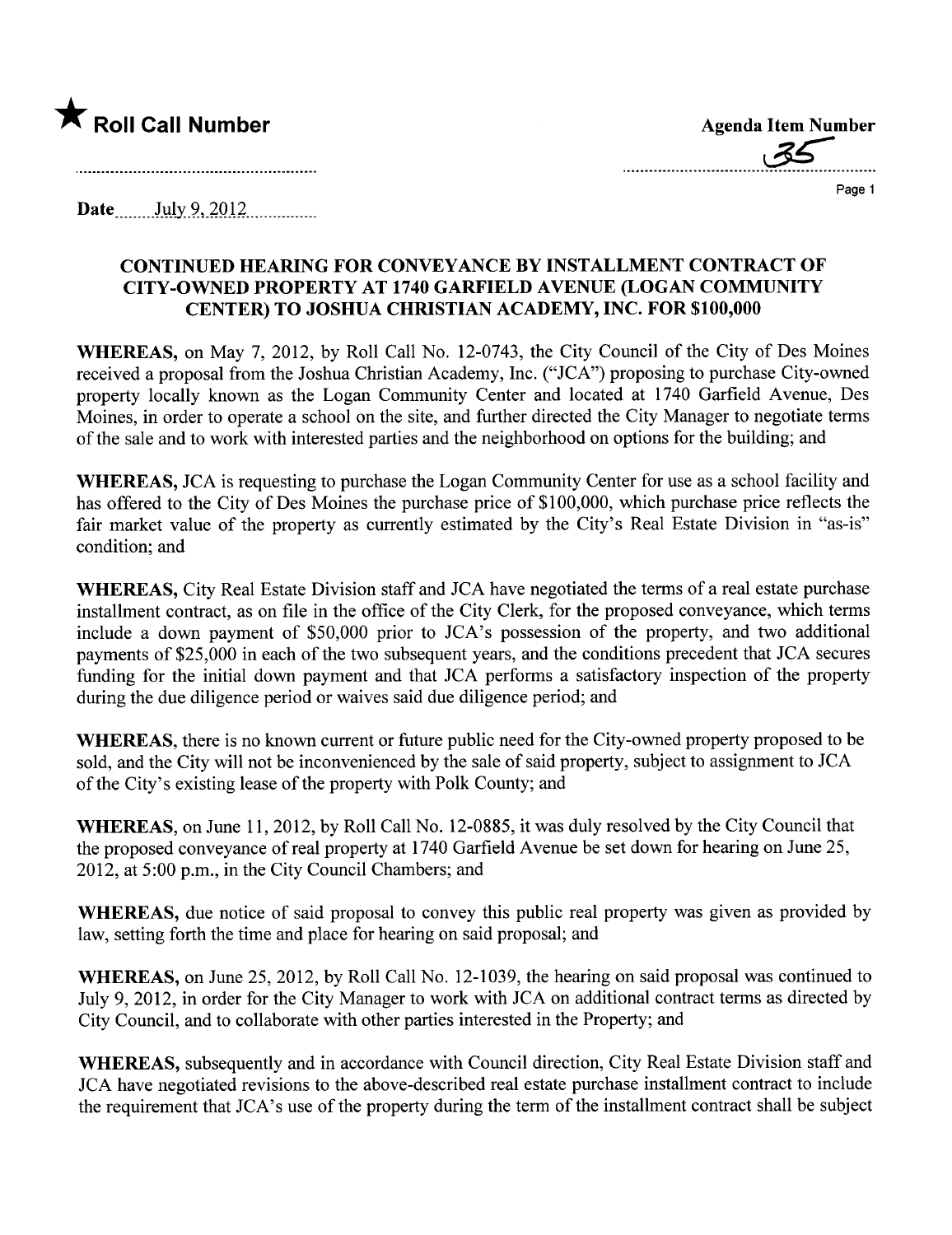★ **Roll Call Number**

**Agenda Item Number**

35

Date July 9, 2012

**CONTINUED HEARING FOR CONVEYANCE BY INSTALLMENT CONTRACT OF CITY-OWNED PROPERTY AT 1740 GARFIELD AVENUE (LOGAN COMMUNITY CENTER) TO JOSHUA CHRISTIAN ACADEMY, INC. FOR $100,000**

**WHEREAS,** on May 7, 2012, by Roll Call No. 12-0743, the City Council of the City of Des Moines received a proposal from the Joshua Christian Academy, Inc. ("JCA") proposing to purchase City-owned property locally known as the Logan Community Center and located at 1740 Garfield Avenue, Des Moines, in order to operate a school on the site, and further directed the City Manager to negotiate terms of the sale and to work with interested parties and the neighborhood on options for the building; and

**WHEREAS,** JCA is requesting to purchase the Logan Community Center for use as a school facility and has offered to the City of Des Moines the purchase price of $100,000, which purchase price reflects the fair market value of the property as currently estimated by the City's Real Estate Division in "as-is" condition; and

**WHEREAS,** City Real Estate Division staff and JCA have negotiated the terms of a real estate purchase installment contract, as on file in the office of the City Clerk, for the proposed conveyance, which terms include a down payment of $50,000 prior to JCA's possession of the property, and two additional payments of $25,000 in each of the two subsequent years, and the conditions precedent that JCA secures funding for the initial down payment and that JCA performs a satisfactory inspection of the property during the due diligence period or waives said due diligence period; and

**WHEREAS,** there is no known current or future public need for the City-owned property proposed to be sold, and the City will not be inconvenienced by the sale of said property, subject to assignment to JCA of the City's existing lease of the property with Polk County; and

**WHEREAS,** on June 11, 2012, by Roll Call No. 12-0885, it was duly resolved by the City Council that the proposed conveyance of real property at 1740 Garfield Avenue be set down for hearing on June 25, 2012, at 5:00 p.m., in the City Council Chambers; and

**WHEREAS,** due notice of said proposal to convey this public real property was given as provided by law, setting forth the time and place for hearing on said proposal; and

**WHEREAS,** on June 25, 2012, by Roll Call No. 12-1039, the hearing on said proposal was continued to July 9, 2012, in order for the City Manager to work with JCA on additional contract terms as directed by City Council, and to collaborate with other parties interested in the Property; and

**WHEREAS,** subsequently and in accordance with Council direction, City Real Estate Division staff and JCA have negotiated revisions to the above-described real estate purchase installment contract to include the requirement that JCA's use of the property during the term of the installment contract shall be subject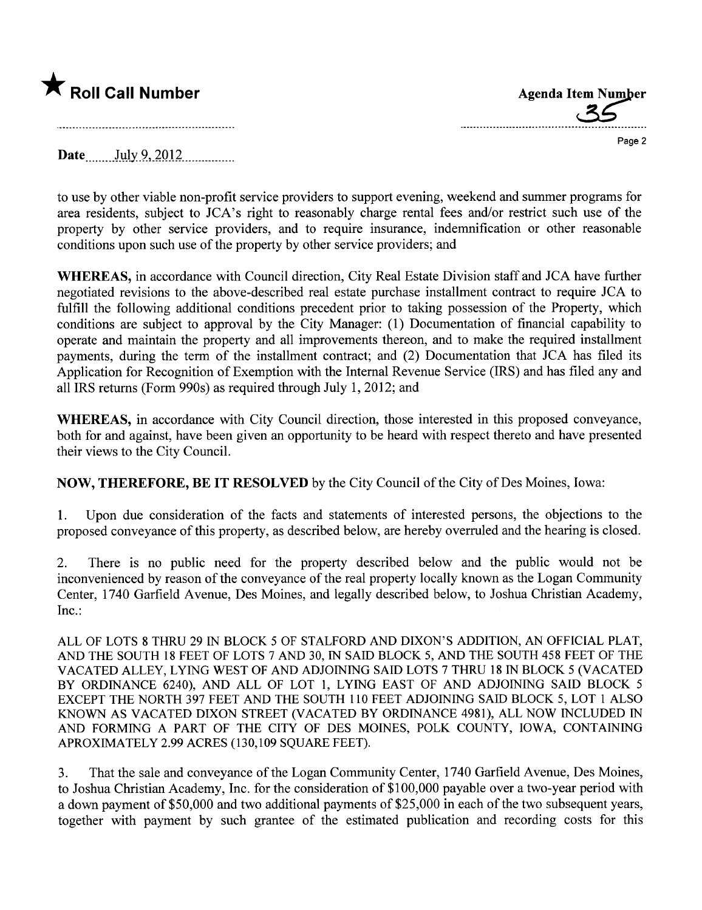★ **Roll Call Number**

**Agenda Item Number**
35

**Date** July 9, 2012

to use by other viable non-profit service providers to support evening, weekend and summer programs for area residents, subject to JCA's right to reasonably charge rental fees and/or restrict such use of the property by other service providers, and to require insurance, indemnification or other reasonable conditions upon such use of the property by other service providers; and

**WHEREAS,** in accordance with Council direction, City Real Estate Division staff and JCA have further negotiated revisions to the above-described real estate purchase installment contract to require JCA to fulfill the following additional conditions precedent prior to taking possession of the Property, which conditions are subject to approval by the City Manager: (1) Documentation of financial capability to operate and maintain the property and all improvements thereon, and to make the required installment payments, during the term of the installment contract; and (2) Documentation that JCA has filed its Application for Recognition of Exemption with the Internal Revenue Service (IRS) and has filed any and all IRS returns (Form 990s) as required through July 1, 2012; and

**WHEREAS,** in accordance with City Council direction, those interested in this proposed conveyance, both for and against, have been given an opportunity to be heard with respect thereto and have presented their views to the City Council.

**NOW, THEREFORE, BE IT RESOLVED** by the City Council of the City of Des Moines, Iowa:

1. Upon due consideration of the facts and statements of interested persons, the objections to the proposed conveyance of this property, as described below, are hereby overruled and the hearing is closed.

2. There is no public need for the property described below and the public would not be inconvenienced by reason of the conveyance of the real property locally known as the Logan Community Center, 1740 Garfield Avenue, Des Moines, and legally described below, to Joshua Christian Academy, Inc.:

ALL OF LOTS 8 THRU 29 IN BLOCK 5 OF STALFORD AND DIXON'S ADDITION, AN OFFICIAL PLAT, AND THE SOUTH 18 FEET OF LOTS 7 AND 30, IN SAID BLOCK 5, AND THE SOUTH 458 FEET OF THE VACATED ALLEY, LYING WEST OF AND ADJOINING SAID LOTS 7 THRU 18 IN BLOCK 5 (VACATED BY ORDINANCE 6240), AND ALL OF LOT 1, LYING EAST OF AND ADJOINING SAID BLOCK 5 EXCEPT THE NORTH 397 FEET AND THE SOUTH 110 FEET ADJOINING SAID BLOCK 5, LOT 1 ALSO KNOWN AS VACATED DIXON STREET (VACATED BY ORDINANCE 4981), ALL NOW INCLUDED IN AND FORMING A PART OF THE CITY OF DES MOINES, POLK COUNTY, IOWA, CONTAINING APROXIMATELY 2.99 ACRES (130,109 SQUARE FEET).

3. That the sale and conveyance of the Logan Community Center, 1740 Garfield Avenue, Des Moines, to Joshua Christian Academy, Inc. for the consideration of $100,000 payable over a two-year period with a down payment of $50,000 and two additional payments of $25,000 in each of the two subsequent years, together with payment by such grantee of the estimated publication and recording costs for this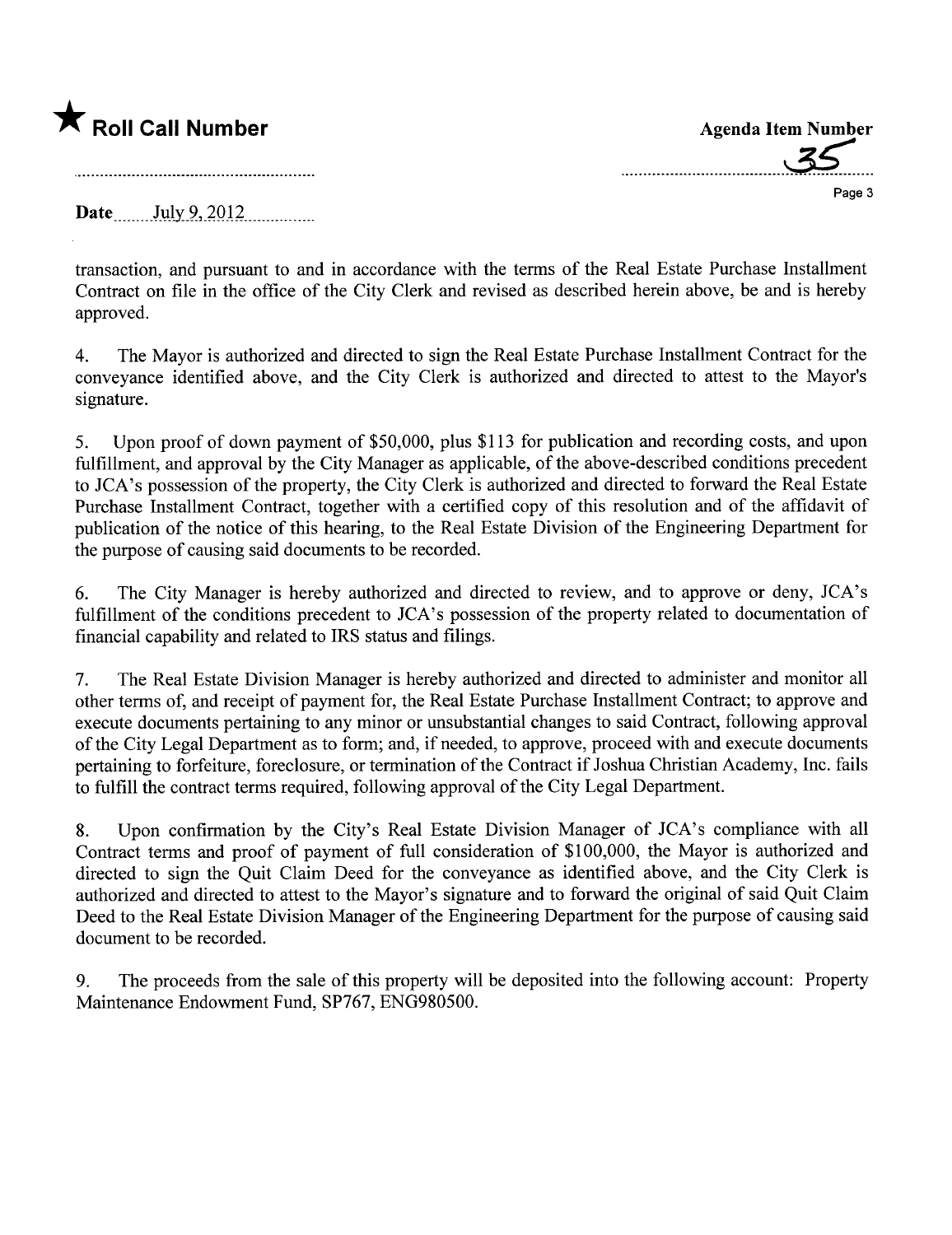★ **Roll Call Number**

**Agenda Item Number** 35

**Date** July 9, 2012

transaction, and pursuant to and in accordance with the terms of the Real Estate Purchase Installment Contract on file in the office of the City Clerk and revised as described herein above, be and is hereby approved.

4. The Mayor is authorized and directed to sign the Real Estate Purchase Installment Contract for the conveyance identified above, and the City Clerk is authorized and directed to attest to the Mayor's signature.

5. Upon proof of down payment of $50,000, plus $113 for publication and recording costs, and upon fulfillment, and approval by the City Manager as applicable, of the above-described conditions precedent to JCA's possession of the property, the City Clerk is authorized and directed to forward the Real Estate Purchase Installment Contract, together with a certified copy of this resolution and of the affidavit of publication of the notice of this hearing, to the Real Estate Division of the Engineering Department for the purpose of causing said documents to be recorded.

6. The City Manager is hereby authorized and directed to review, and to approve or deny, JCA's fulfillment of the conditions precedent to JCA's possession of the property related to documentation of financial capability and related to IRS status and filings.

7. The Real Estate Division Manager is hereby authorized and directed to administer and monitor all other terms of, and receipt of payment for, the Real Estate Purchase Installment Contract; to approve and execute documents pertaining to any minor or unsubstantial changes to said Contract, following approval of the City Legal Department as to form; and, if needed, to approve, proceed with and execute documents pertaining to forfeiture, foreclosure, or termination of the Contract if Joshua Christian Academy, Inc. fails to fulfill the contract terms required, following approval of the City Legal Department.

8. Upon confirmation by the City's Real Estate Division Manager of JCA's compliance with all Contract terms and proof of payment of full consideration of $100,000, the Mayor is authorized and directed to sign the Quit Claim Deed for the conveyance as identified above, and the City Clerk is authorized and directed to attest to the Mayor's signature and to forward the original of said Quit Claim Deed to the Real Estate Division Manager of the Engineering Department for the purpose of causing said document to be recorded.

9. The proceeds from the sale of this property will be deposited into the following account: Property Maintenance Endowment Fund, SP767, ENG980500.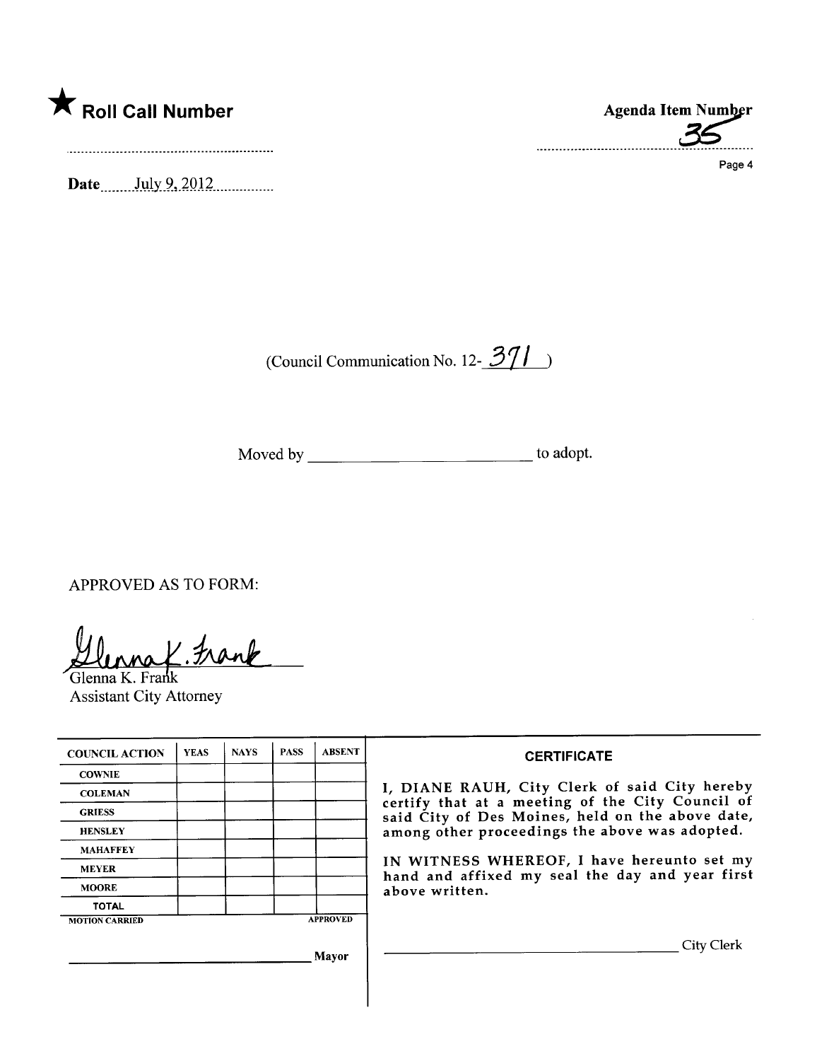★ **Roll Call Number**

**Agenda Item Number**
35

**Date** July 9, 2012

(Council Communication No. 12- 371 )

Moved by ________________________ to adopt.

APPROVED AS TO FORM:

Glenna K. Frank
Glenna K. Frank
Assistant City Attorney

| COUNCIL ACTION | YEAS | NAYS | PASS | ABSENT |
|---|---|---|---|---|
| COWNIE | | | | |
| COLEMAN | | | | |
| GRIESS | | | | |
| HENSLEY | | | | |
| MAHAFFEY | | | | |
| MEYER | | | | |
| MOORE | | | | |
| TOTAL | | | | |
| MOTION CARRIED | | | | APPROVED |

________________________ Mayor

**CERTIFICATE**

I, DIANE RAUH, City Clerk of said City hereby certify that at a meeting of the City Council of said City of Des Moines, held on the above date, among other proceedings the above was adopted.

IN WITNESS WHEREOF, I have hereunto set my hand and affixed my seal the day and year first above written.

________________________ City Clerk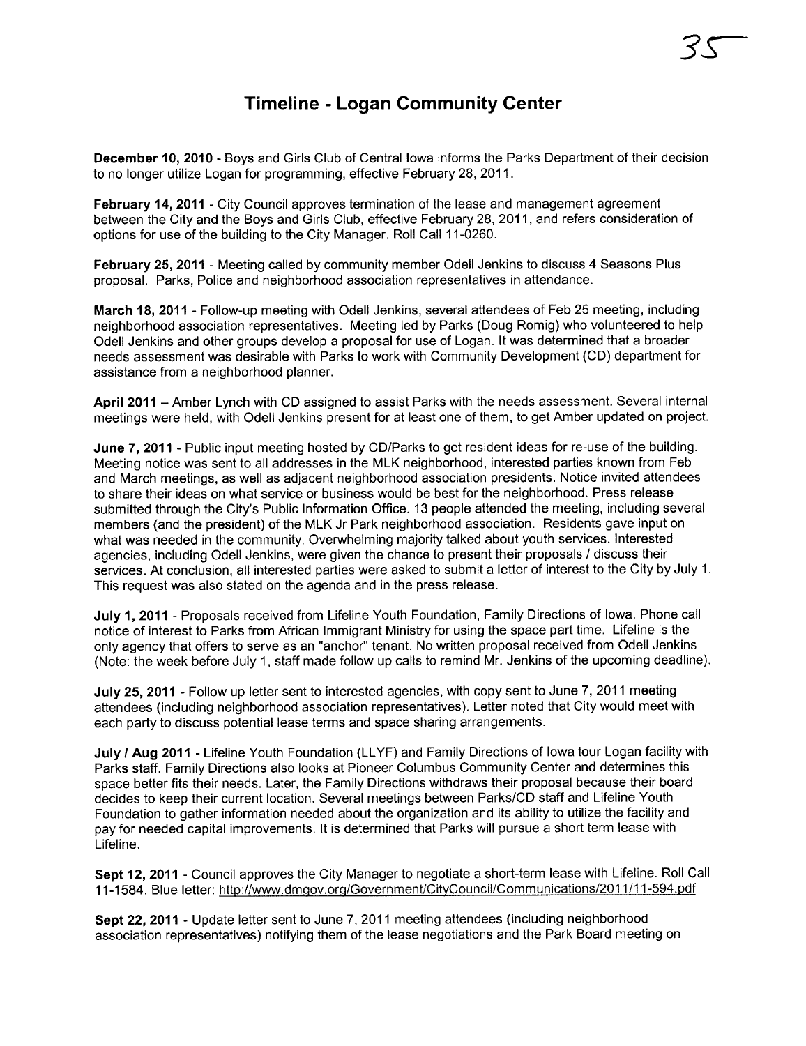# Timeline - Logan Community Center

**December 10, 2010** - Boys and Girls Club of Central Iowa informs the Parks Department of their decision to no longer utilize Logan for programming, effective February 28, 2011.

**February 14, 2011** - City Council approves termination of the lease and management agreement between the City and the Boys and Girls Club, effective February 28, 2011, and refers consideration of options for use of the building to the City Manager. Roll Call 11-0260.

**February 25, 2011** - Meeting called by community member Odell Jenkins to discuss 4 Seasons Plus proposal. Parks, Police and neighborhood association representatives in attendance.

**March 18, 2011** - Follow-up meeting with Odell Jenkins, several attendees of Feb 25 meeting, including neighborhood association representatives. Meeting led by Parks (Doug Romig) who volunteered to help Odell Jenkins and other groups develop a proposal for use of Logan. It was determined that a broader needs assessment was desirable with Parks to work with Community Development (CD) department for assistance from a neighborhood planner.

**April 2011** – Amber Lynch with CD assigned to assist Parks with the needs assessment. Several internal meetings were held, with Odell Jenkins present for at least one of them, to get Amber updated on project.

**June 7, 2011** - Public input meeting hosted by CD/Parks to get resident ideas for re-use of the building. Meeting notice was sent to all addresses in the MLK neighborhood, interested parties known from Feb and March meetings, as well as adjacent neighborhood association presidents. Notice invited attendees to share their ideas on what service or business would be best for the neighborhood. Press release submitted through the City's Public Information Office. 13 people attended the meeting, including several members (and the president) of the MLK Jr Park neighborhood association. Residents gave input on what was needed in the community. Overwhelming majority talked about youth services. Interested agencies, including Odell Jenkins, were given the chance to present their proposals / discuss their services. At conclusion, all interested parties were asked to submit a letter of interest to the City by July 1. This request was also stated on the agenda and in the press release.

**July 1, 2011** - Proposals received from Lifeline Youth Foundation, Family Directions of Iowa. Phone call notice of interest to Parks from African Immigrant Ministry for using the space part time. Lifeline is the only agency that offers to serve as an "anchor" tenant. No written proposal received from Odell Jenkins (Note: the week before July 1, staff made follow up calls to remind Mr. Jenkins of the upcoming deadline).

**July 25, 2011** - Follow up letter sent to interested agencies, with copy sent to June 7, 2011 meeting attendees (including neighborhood association representatives). Letter noted that City would meet with each party to discuss potential lease terms and space sharing arrangements.

**July / Aug 2011** - Lifeline Youth Foundation (LLYF) and Family Directions of Iowa tour Logan facility with Parks staff. Family Directions also looks at Pioneer Columbus Community Center and determines this space better fits their needs. Later, the Family Directions withdraws their proposal because their board decides to keep their current location. Several meetings between Parks/CD staff and Lifeline Youth Foundation to gather information needed about the organization and its ability to utilize the facility and pay for needed capital improvements. It is determined that Parks will pursue a short term lease with Lifeline.

**Sept 12, 2011** - Council approves the City Manager to negotiate a short-term lease with Lifeline. Roll Call 11-1584. Blue letter: http://www.dmgov.org/Government/CityCouncil/Communications/2011/11-594.pdf

**Sept 22, 2011** - Update letter sent to June 7, 2011 meeting attendees (including neighborhood association representatives) notifying them of the lease negotiations and the Park Board meeting on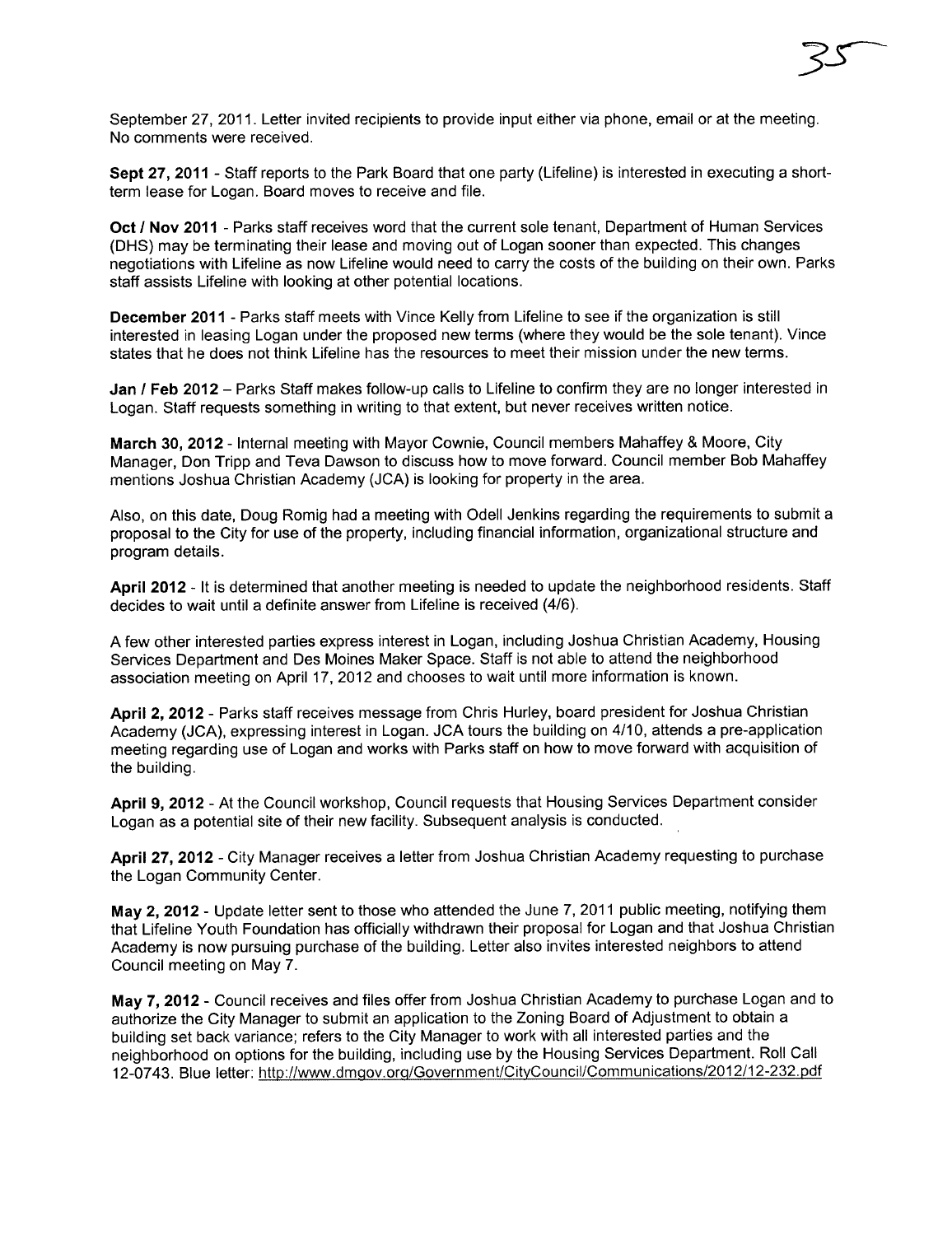September 27, 2011. Letter invited recipients to provide input either via phone, email or at the meeting. No comments were received.

**Sept 27, 2011** - Staff reports to the Park Board that one party (Lifeline) is interested in executing a short-term lease for Logan. Board moves to receive and file.

**Oct / Nov 2011** - Parks staff receives word that the current sole tenant, Department of Human Services (DHS) may be terminating their lease and moving out of Logan sooner than expected. This changes negotiations with Lifeline as now Lifeline would need to carry the costs of the building on their own. Parks staff assists Lifeline with looking at other potential locations.

**December 2011** - Parks staff meets with Vince Kelly from Lifeline to see if the organization is still interested in leasing Logan under the proposed new terms (where they would be the sole tenant). Vince states that he does not think Lifeline has the resources to meet their mission under the new terms.

**Jan / Feb 2012** – Parks Staff makes follow-up calls to Lifeline to confirm they are no longer interested in Logan. Staff requests something in writing to that extent, but never receives written notice.

**March 30, 2012** - Internal meeting with Mayor Cownie, Council members Mahaffey & Moore, City Manager, Don Tripp and Teva Dawson to discuss how to move forward. Council member Bob Mahaffey mentions Joshua Christian Academy (JCA) is looking for property in the area.

Also, on this date, Doug Romig had a meeting with Odell Jenkins regarding the requirements to submit a proposal to the City for use of the property, including financial information, organizational structure and program details.

**April 2012** - It is determined that another meeting is needed to update the neighborhood residents. Staff decides to wait until a definite answer from Lifeline is received (4/6).

A few other interested parties express interest in Logan, including Joshua Christian Academy, Housing Services Department and Des Moines Maker Space. Staff is not able to attend the neighborhood association meeting on April 17, 2012 and chooses to wait until more information is known.

**April 2, 2012** - Parks staff receives message from Chris Hurley, board president for Joshua Christian Academy (JCA), expressing interest in Logan. JCA tours the building on 4/10, attends a pre-application meeting regarding use of Logan and works with Parks staff on how to move forward with acquisition of the building.

**April 9, 2012** - At the Council workshop, Council requests that Housing Services Department consider Logan as a potential site of their new facility. Subsequent analysis is conducted.

**April 27, 2012** - City Manager receives a letter from Joshua Christian Academy requesting to purchase the Logan Community Center.

**May 2, 2012** - Update letter sent to those who attended the June 7, 2011 public meeting, notifying them that Lifeline Youth Foundation has officially withdrawn their proposal for Logan and that Joshua Christian Academy is now pursuing purchase of the building. Letter also invites interested neighbors to attend Council meeting on May 7.

**May 7, 2012** - Council receives and files offer from Joshua Christian Academy to purchase Logan and to authorize the City Manager to submit an application to the Zoning Board of Adjustment to obtain a building set back variance; refers to the City Manager to work with all interested parties and the neighborhood on options for the building, including use by the Housing Services Department. Roll Call 12-0743. Blue letter: http://www.dmgov.org/Government/CityCouncil/Communications/2012/12-232.pdf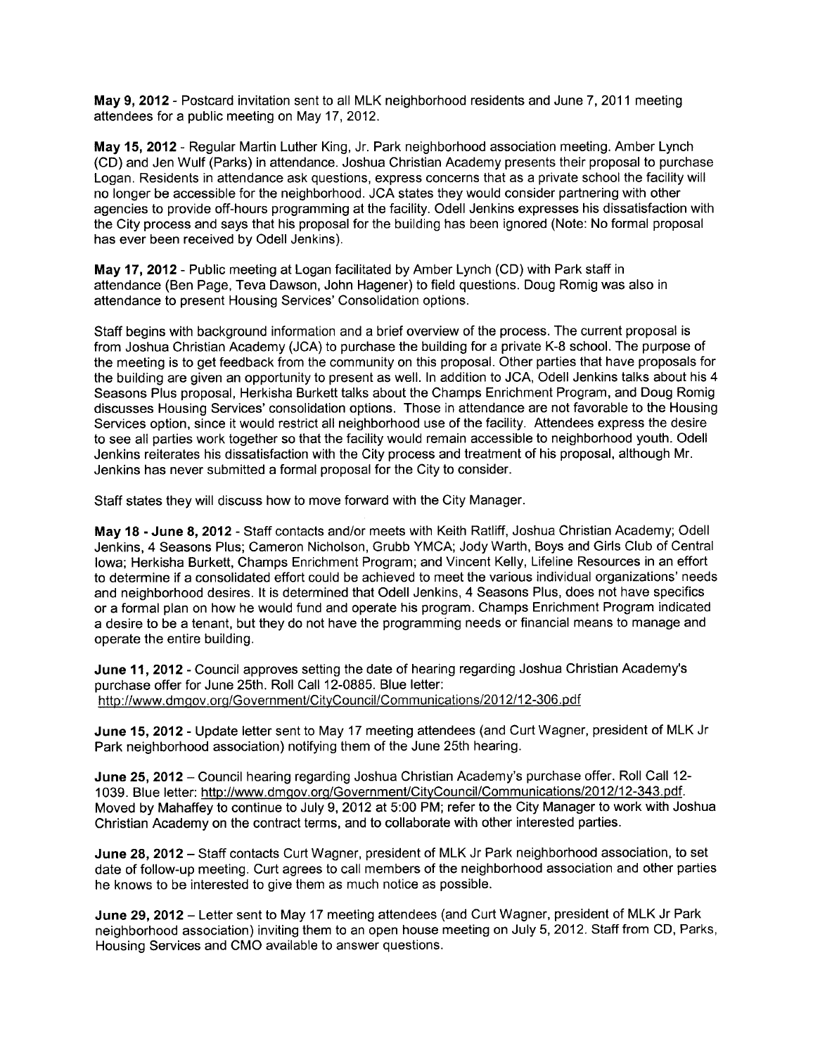**May 9, 2012** - Postcard invitation sent to all MLK neighborhood residents and June 7, 2011 meeting attendees for a public meeting on May 17, 2012.

**May 15, 2012** - Regular Martin Luther King, Jr. Park neighborhood association meeting. Amber Lynch (CD) and Jen Wulf (Parks) in attendance. Joshua Christian Academy presents their proposal to purchase Logan. Residents in attendance ask questions, express concerns that as a private school the facility will no longer be accessible for the neighborhood. JCA states they would consider partnering with other agencies to provide off-hours programming at the facility. Odell Jenkins expresses his dissatisfaction with the City process and says that his proposal for the building has been ignored (Note: No formal proposal has ever been received by Odell Jenkins).

**May 17, 2012** - Public meeting at Logan facilitated by Amber Lynch (CD) with Park staff in attendance (Ben Page, Teva Dawson, John Hagener) to field questions. Doug Romig was also in attendance to present Housing Services' Consolidation options.

Staff begins with background information and a brief overview of the process. The current proposal is from Joshua Christian Academy (JCA) to purchase the building for a private K-8 school. The purpose of the meeting is to get feedback from the community on this proposal. Other parties that have proposals for the building are given an opportunity to present as well. In addition to JCA, Odell Jenkins talks about his 4 Seasons Plus proposal, Herkisha Burkett talks about the Champs Enrichment Program, and Doug Romig discusses Housing Services' consolidation options. Those in attendance are not favorable to the Housing Services option, since it would restrict all neighborhood use of the facility. Attendees express the desire to see all parties work together so that the facility would remain accessible to neighborhood youth. Odell Jenkins reiterates his dissatisfaction with the City process and treatment of his proposal, although Mr. Jenkins has never submitted a formal proposal for the City to consider.

Staff states they will discuss how to move forward with the City Manager.

**May 18 - June 8, 2012** - Staff contacts and/or meets with Keith Ratliff, Joshua Christian Academy; Odell Jenkins, 4 Seasons Plus; Cameron Nicholson, Grubb YMCA; Jody Warth, Boys and Girls Club of Central Iowa; Herkisha Burkett, Champs Enrichment Program; and Vincent Kelly, Lifeline Resources in an effort to determine if a consolidated effort could be achieved to meet the various individual organizations' needs and neighborhood desires. It is determined that Odell Jenkins, 4 Seasons Plus, does not have specifics or a formal plan on how he would fund and operate his program. Champs Enrichment Program indicated a desire to be a tenant, but they do not have the programming needs or financial means to manage and operate the entire building.

**June 11, 2012** - Council approves setting the date of hearing regarding Joshua Christian Academy's purchase offer for June 25th. Roll Call 12-0885. Blue letter: http://www.dmgov.org/Government/CityCouncil/Communications/2012/12-306.pdf

**June 15, 2012** - Update letter sent to May 17 meeting attendees (and Curt Wagner, president of MLK Jr Park neighborhood association) notifying them of the June 25th hearing.

**June 25, 2012** – Council hearing regarding Joshua Christian Academy's purchase offer. Roll Call 12-1039. Blue letter: http://www.dmgov.org/Government/CityCouncil/Communications/2012/12-343.pdf. Moved by Mahaffey to continue to July 9, 2012 at 5:00 PM; refer to the City Manager to work with Joshua Christian Academy on the contract terms, and to collaborate with other interested parties.

**June 28, 2012** – Staff contacts Curt Wagner, president of MLK Jr Park neighborhood association, to set date of follow-up meeting. Curt agrees to call members of the neighborhood association and other parties he knows to be interested to give them as much notice as possible.

**June 29, 2012** – Letter sent to May 17 meeting attendees (and Curt Wagner, president of MLK Jr Park neighborhood association) inviting them to an open house meeting on July 5, 2012. Staff from CD, Parks, Housing Services and CMO available to answer questions.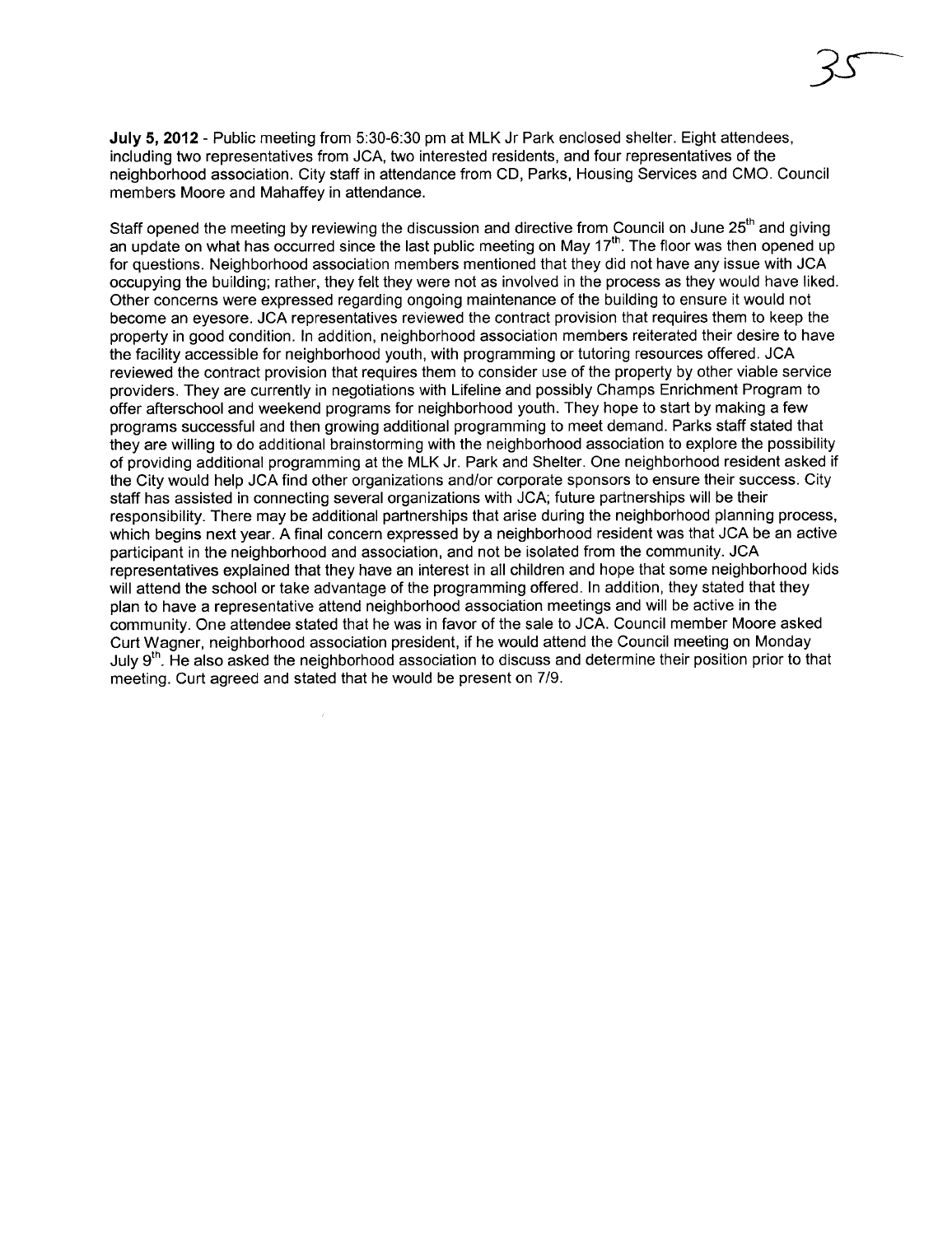**July 5, 2012** - Public meeting from 5:30-6:30 pm at MLK Jr Park enclosed shelter. Eight attendees, including two representatives from JCA, two interested residents, and four representatives of the neighborhood association. City staff in attendance from CD, Parks, Housing Services and CMO. Council members Moore and Mahaffey in attendance.

Staff opened the meeting by reviewing the discussion and directive from Council on June 25th and giving an update on what has occurred since the last public meeting on May 17th. The floor was then opened up for questions. Neighborhood association members mentioned that they did not have any issue with JCA occupying the building; rather, they felt they were not as involved in the process as they would have liked. Other concerns were expressed regarding ongoing maintenance of the building to ensure it would not become an eyesore. JCA representatives reviewed the contract provision that requires them to keep the property in good condition. In addition, neighborhood association members reiterated their desire to have the facility accessible for neighborhood youth, with programming or tutoring resources offered. JCA reviewed the contract provision that requires them to consider use of the property by other viable service providers. They are currently in negotiations with Lifeline and possibly Champs Enrichment Program to offer afterschool and weekend programs for neighborhood youth. They hope to start by making a few programs successful and then growing additional programming to meet demand. Parks staff stated that they are willing to do additional brainstorming with the neighborhood association to explore the possibility of providing additional programming at the MLK Jr. Park and Shelter. One neighborhood resident asked if the City would help JCA find other organizations and/or corporate sponsors to ensure their success. City staff has assisted in connecting several organizations with JCA; future partnerships will be their responsibility. There may be additional partnerships that arise during the neighborhood planning process, which begins next year. A final concern expressed by a neighborhood resident was that JCA be an active participant in the neighborhood and association, and not be isolated from the community. JCA representatives explained that they have an interest in all children and hope that some neighborhood kids will attend the school or take advantage of the programming offered. In addition, they stated that they plan to have a representative attend neighborhood association meetings and will be active in the community. One attendee stated that he was in favor of the sale to JCA. Council member Moore asked Curt Wagner, neighborhood association president, if he would attend the Council meeting on Monday July 9th. He also asked the neighborhood association to discuss and determine their position prior to that meeting. Curt agreed and stated that he would be present on 7/9.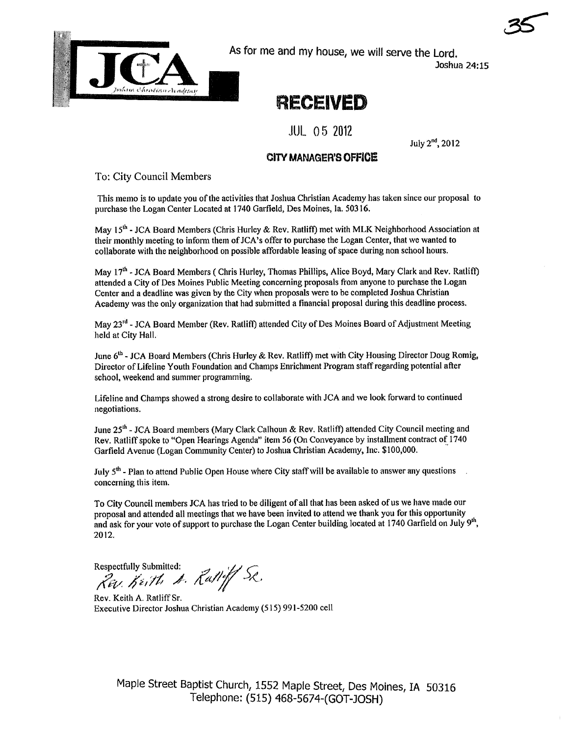35

JCA
Joshua Christian Academy

As for me and my house, we will serve the Lord.
Joshua 24:15

**RECEIVED**

JUL 05 2012

**CITY MANAGER'S OFFICE**

July 2nd, 2012

To: City Council Members

This memo is to update you of the activities that Joshua Christian Academy has taken since our proposal to purchase the Logan Center Located at 1740 Garfield, Des Moines, Ia. 50316.

May 15th - JCA Board Members (Chris Hurley & Rev. Ratliff) met with MLK Neighborhood Association at their monthly meeting to inform them of JCA's offer to purchase the Logan Center, that we wanted to collaborate with the neighborhood on possible affordable leasing of space during non school hours.

May 17th - JCA Board Members ( Chris Hurley, Thomas Phillips, Alice Boyd, Mary Clark and Rev. Ratliff) attended a City of Des Moines Public Meeting concerning proposals from anyone to purchase the Logan Center and a deadline was given by the City when proposals were to be completed Joshua Christian Academy was the only organization that had submitted a financial proposal during this deadline process.

May 23rd - JCA Board Member (Rev. Ratliff) attended City of Des Moines Board of Adjustment Meeting held at City Hall.

June 6th - JCA Board Members (Chris Hurley & Rev. Ratliff) met with City Housing Director Doug Romig, Director of Lifeline Youth Foundation and Champs Enrichment Program staff regarding potential after school, weekend and summer programming.

Lifeline and Champs showed a strong desire to collaborate with JCA and we look forward to continued negotiations.

June 25th - JCA Board members (Mary Clark Calhoun & Rev. Ratliff) attended City Council meeting and Rev. Ratliff spoke to "Open Hearings Agenda" item 56 (On Conveyance by installment contract of 1740 Garfield Avenue (Logan Community Center) to Joshua Christian Academy, Inc. $100,000.

July 5th - Plan to attend Public Open House where City staff will be available to answer any questions concerning this item.

To City Council members JCA has tried to be diligent of all that has been asked of us we have made our proposal and attended all meetings that we have been invited to attend we thank you for this opportunity and ask for your vote of support to purchase the Logan Center building located at 1740 Garfield on July 9th, 2012.

Respectfully Submitted:
*Rev. Keith A. Ratliff Sr.*

Rev. Keith A. Ratliff Sr.
Executive Director Joshua Christian Academy (515) 991-5200 cell

Maple Street Baptist Church, 1552 Maple Street, Des Moines, IA 50316
Telephone: (515) 468-5674-(GOT-JOSH)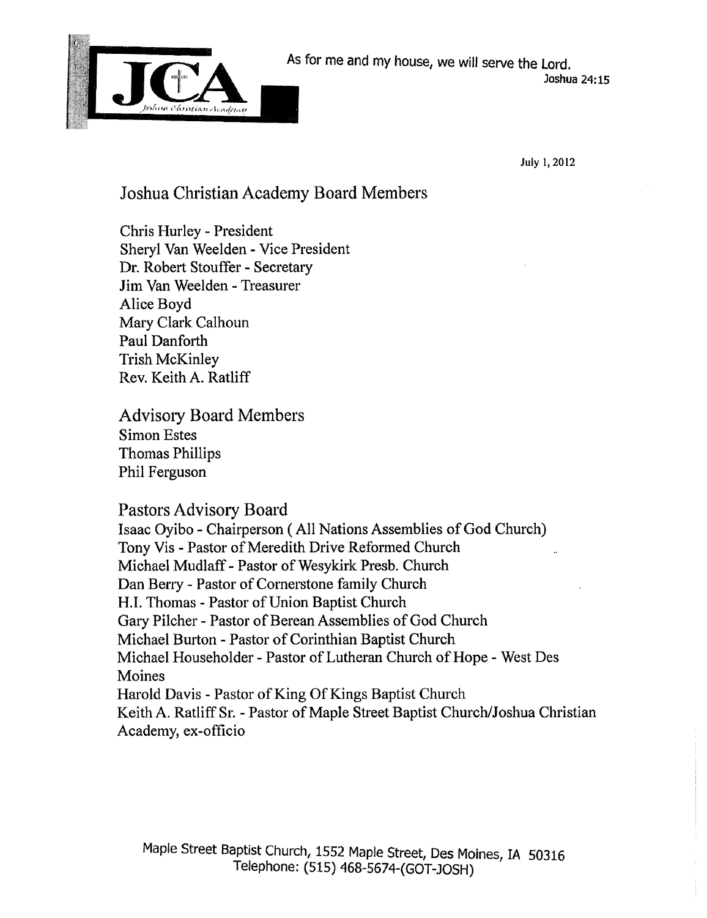JCA

Joshua Christian Academy

As for me and my house, we will serve the Lord.
Joshua 24:15

July 1, 2012

## Joshua Christian Academy Board Members

Chris Hurley - President
Sheryl Van Weelden - Vice President
Dr. Robert Stouffer - Secretary
Jim Van Weelden - Treasurer
Alice Boyd
Mary Clark Calhoun
Paul Danforth
Trish McKinley
Rev. Keith A. Ratliff

## Advisory Board Members

Simon Estes
Thomas Phillips
Phil Ferguson

## Pastors Advisory Board

Isaac Oyibo - Chairperson ( All Nations Assemblies of God Church)
Tony Vis - Pastor of Meredith Drive Reformed Church
Michael Mudlaff - Pastor of Wesykirk Presb. Church
Dan Berry - Pastor of Cornerstone family Church
H.I. Thomas - Pastor of Union Baptist Church
Gary Pilcher - Pastor of Berean Assemblies of God Church
Michael Burton - Pastor of Corinthian Baptist Church
Michael Householder - Pastor of Lutheran Church of Hope - West Des Moines
Harold Davis - Pastor of King Of Kings Baptist Church
Keith A. Ratliff Sr. - Pastor of Maple Street Baptist Church/Joshua Christian Academy, ex-officio

Maple Street Baptist Church, 1552 Maple Street, Des Moines, IA 50316
Telephone: (515) 468-5674-(GOT-JOSH)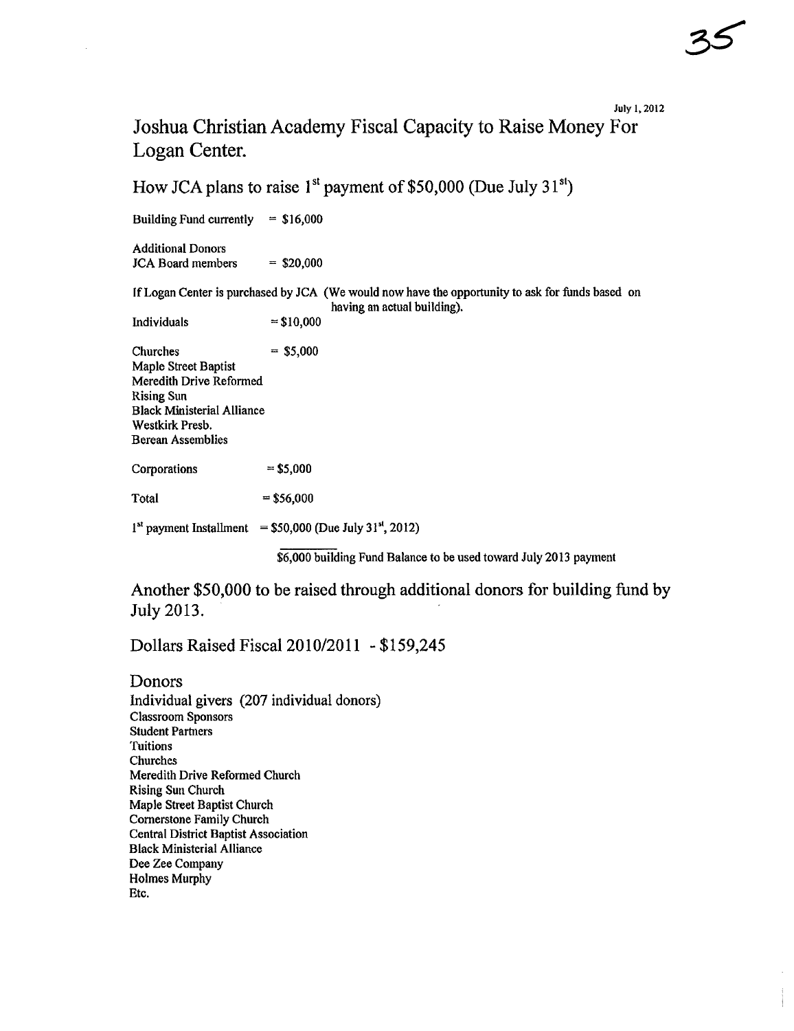July 1, 2012

# Joshua Christian Academy Fiscal Capacity to Raise Money For Logan Center.

## How JCA plans to raise 1st payment of $50,000 (Due July 31st)

Building Fund currently = $16,000

Additional Donors
JCA Board members = $20,000

If Logan Center is purchased by JCA (We would now have the opportunity to ask for funds based on having an actual building).

Individuals = $10,000

Churches = $5,000
Maple Street Baptist
Meredith Drive Reformed
Rising Sun
Black Ministerial Alliance
Westkirk Presb.
Berean Assemblies

Corporations = $5,000

Total = $56,000

1st payment Installment = $50,000 (Due July 31st, 2012)

$6,000 building Fund Balance to be used toward July 2013 payment

## Another $50,000 to be raised through additional donors for building fund by July 2013.

## Dollars Raised Fiscal 2010/2011 - $159,245

## Donors

Individual givers (207 individual donors)
Classroom Sponsors
Student Partners
Tuitions
Churches
Meredith Drive Reformed Church
Rising Sun Church
Maple Street Baptist Church
Cornerstone Family Church
Central District Baptist Association
Black Ministerial Alliance
Dee Zee Company
Holmes Murphy
Etc.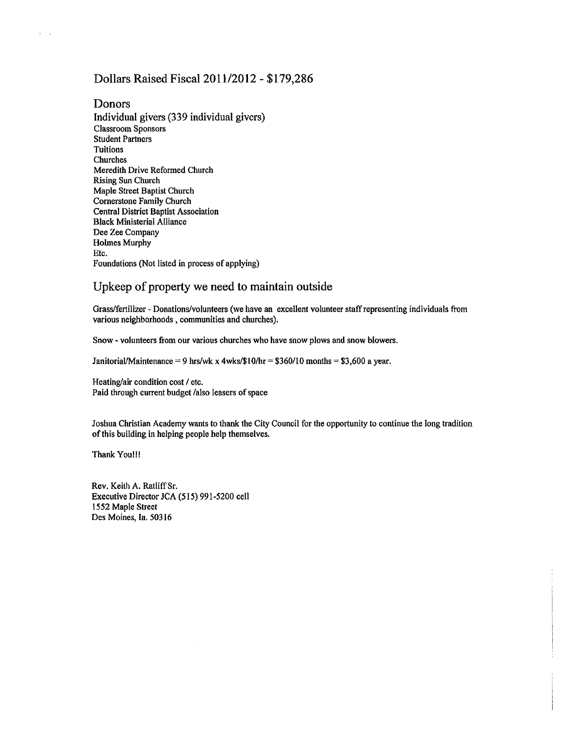## Dollars Raised Fiscal 2011/2012 - $179,286

## Donors

Individual givers (339 individual givers)
Classroom Sponsors
Student Partners
Tuitions
Churches
Meredith Drive Reformed Church
Rising Sun Church
Maple Street Baptist Church
Cornerstone Family Church
Central District Baptist Association
Black Ministerial Alliance
Dee Zee Company
Holmes Murphy
Etc.
Foundations (Not listed in process of applying)

## Upkeep of property we need to maintain outside

Grass/fertilizer - Donations/volunteers (we have an excellent volunteer staff representing individuals from various neighborhoods , communities and churches).

Snow - volunteers from our various churches who have snow plows and snow blowers.

Janitorial/Maintenance = 9 hrs/wk x 4wks/$10/hr = $360/10 months = $3,600 a year.

Heating/air condition cost / etc.
Paid through current budget /also leasers of space

Joshua Christian Academy wants to thank the City Council for the opportunity to continue the long tradition of this building in helping people help themselves.

Thank You!!!

Rev. Keith A. Ratliff Sr.
Executive Director JCA (515) 991-5200 cell
1552 Maple Street
Des Moines, Ia. 50316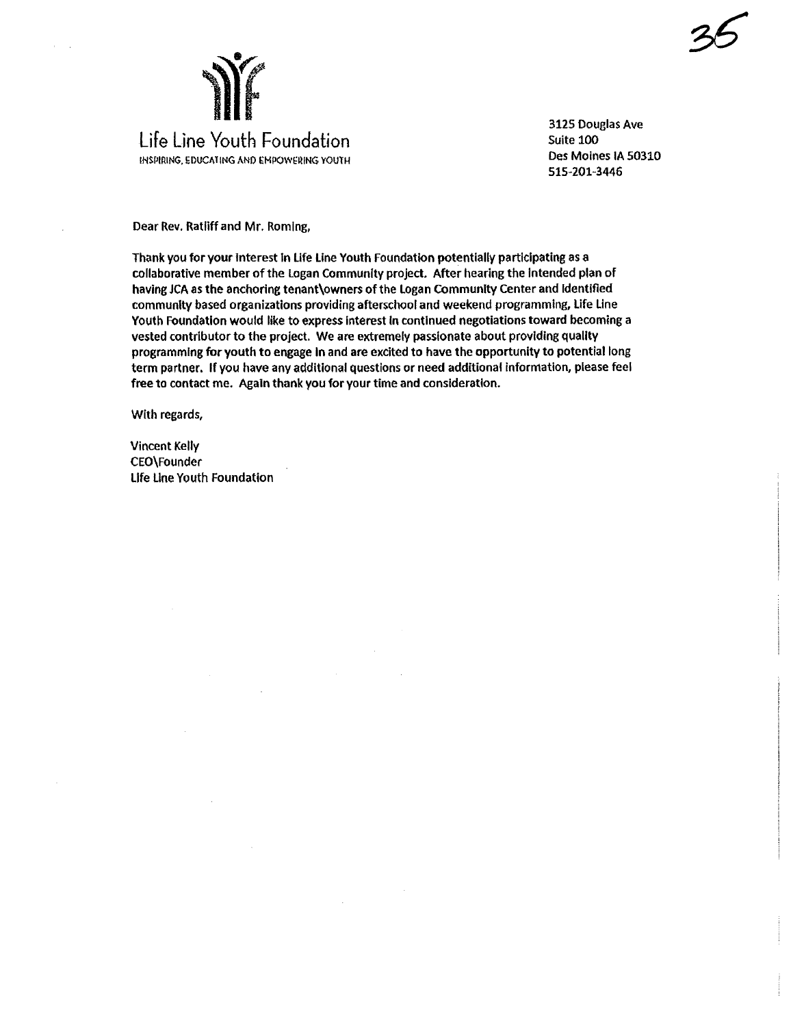Life Line Youth Foundation

INSPIRING, EDUCATING AND EMPOWERING YOUTH

3125 Douglas Ave
Suite 100
Des Moines IA 50310
515-201-3446

Dear Rev. Ratliff and Mr. Roming,

Thank you for your interest in Life Line Youth Foundation potentially participating as a collaborative member of the Logan Community project. After hearing the intended plan of having JCA as the anchoring tenant\owners of the Logan Community Center and identified community based organizations providing afterschool and weekend programming, Life Line Youth Foundation would like to express interest in continued negotiations toward becoming a vested contributor to the project. We are extremely passionate about providing quality programming for youth to engage in and are excited to have the opportunity to potential long term partner. If you have any additional questions or need additional information, please feel free to contact me. Again thank you for your time and consideration.

With regards,

Vincent Kelly
CEO\Founder
Life Line Youth Foundation